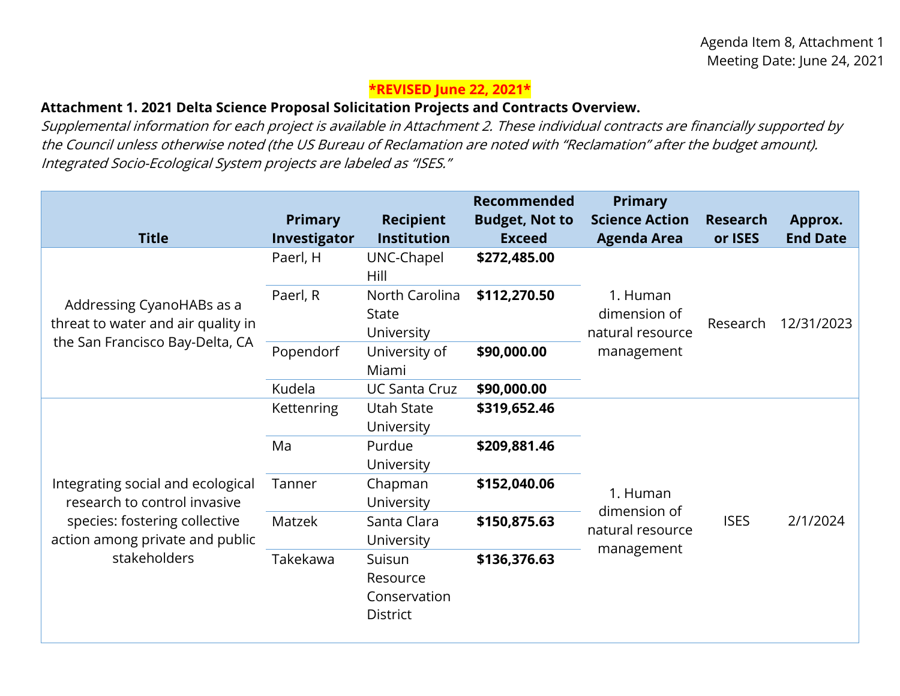Agenda Item 8, Attachment 1
Meeting Date: June 24, 2021

**\*REVISED June 22, 2021\***

**Attachment 1. 2021 Delta Science Proposal Solicitation Projects and Contracts Overview.**

*Supplemental information for each project is available in Attachment 2. These individual contracts are financially supported by the Council unless otherwise noted (the US Bureau of Reclamation are noted with "Reclamation" after the budget amount). Integrated Socio-Ecological System projects are labeled as "ISES."*

| Title | Primary Investigator | Recipient Institution | Recommended Budget, Not to Exceed | Primary Science Action Agenda Area | Research or ISES | Approx. End Date |
|---|---|---|---|---|---|---|
| Addressing CyanoHABs as a threat to water and air quality in the San Francisco Bay-Delta, CA | Paerl, H | UNC-Chapel Hill | **$272,485.00** | 1. Human dimension of natural resource management | Research | 12/31/2023 |
| | Paerl, R | North Carolina State University | **$112,270.50** | | | |
| | Popendorf | University of Miami | **$90,000.00** | | | |
| | Kudela | UC Santa Cruz | **$90,000.00** | | | |
| Integrating social and ecological research to control invasive species: fostering collective action among private and public stakeholders | Kettenring | Utah State University | **$319,652.46** | 1. Human dimension of natural resource management | ISES | 2/1/2024 |
| | Ma | Purdue University | **$209,881.46** | | | |
| | Tanner | Chapman University | **$152,040.06** | | | |
| | Matzek | Santa Clara University | **$150,875.63** | | | |
| | Takekawa | Suisun Resource Conservation District | **$136,376.63** | | | |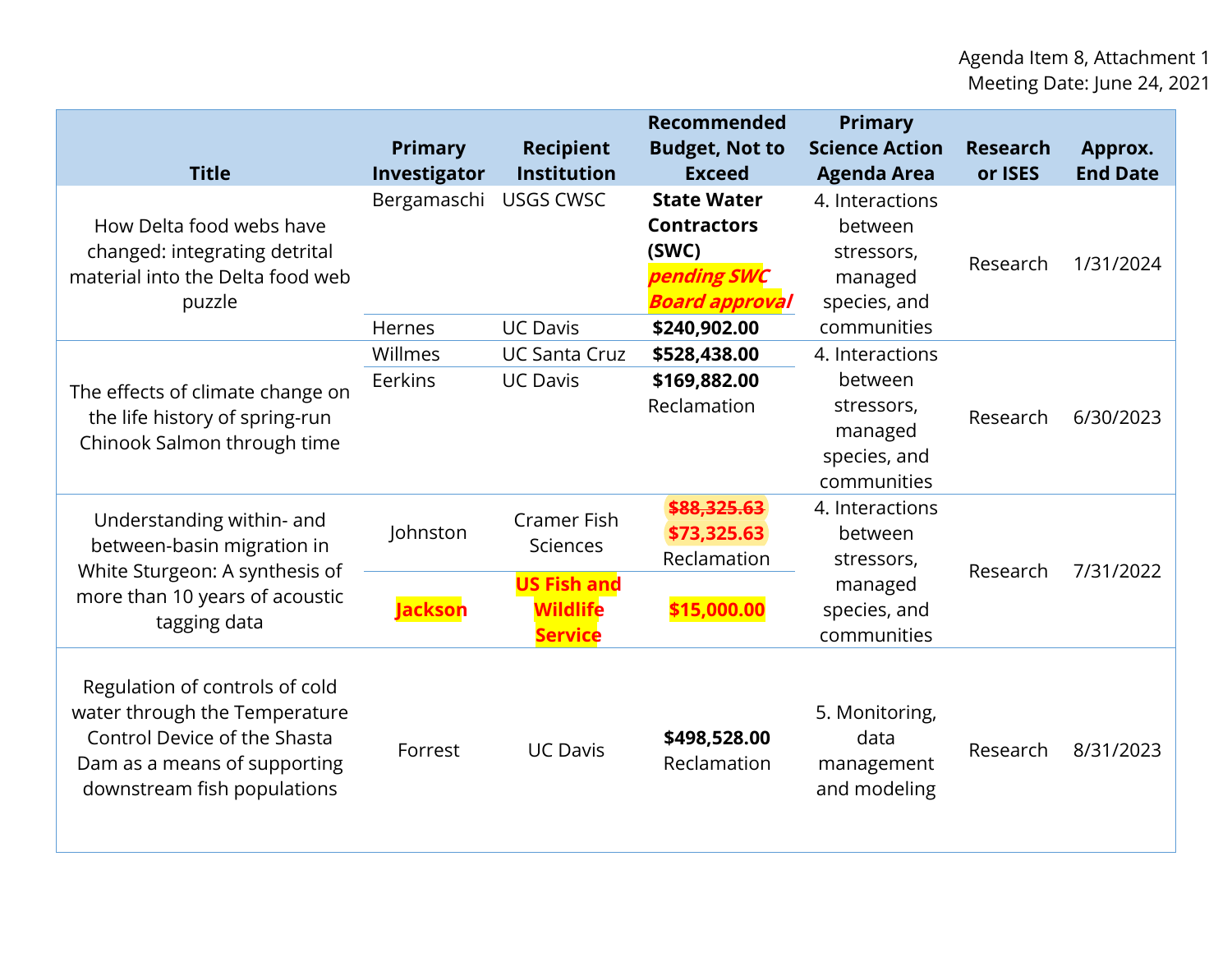Agenda Item 8, Attachment 1
Meeting Date: June 24, 2021

| Title | Primary Investigator | Recipient Institution | Recommended Budget, Not to Exceed | Primary Science Action Agenda Area | Research or ISES | Approx. End Date |
|---|---|---|---|---|---|---|
| How Delta food webs have changed: integrating detrital material into the Delta food web puzzle | Bergamaschi | USGS CWSC | **State Water Contractors (SWC)** ***pending SWC Board approval*** | 4. Interactions between stressors, managed species, and communities | Research | 1/31/2024 |
| | Hernes | UC Davis | **$240,902.00** | | | |
| The effects of climate change on the life history of spring-run Chinook Salmon through time | Willmes | UC Santa Cruz | **$528,438.00** | 4. Interactions between stressors, managed species, and communities | Research | 6/30/2023 |
| | Eerkins | UC Davis | **$169,882.00** Reclamation | | | |
| Understanding within- and between-basin migration in White Sturgeon: A synthesis of more than 10 years of acoustic tagging data | Johnston | Cramer Fish Sciences | ~~**$88,325.63**~~ **$73,325.63** Reclamation | 4. Interactions between stressors, managed species, and communities | Research | 7/31/2022 |
| | **Jackson** | **US Fish and Wildlife Service** | **$15,000.00** | | | |
| Regulation of controls of cold water through the Temperature Control Device of the Shasta Dam as a means of supporting downstream fish populations | Forrest | UC Davis | **$498,528.00** Reclamation | 5. Monitoring, data management and modeling | Research | 8/31/2023 |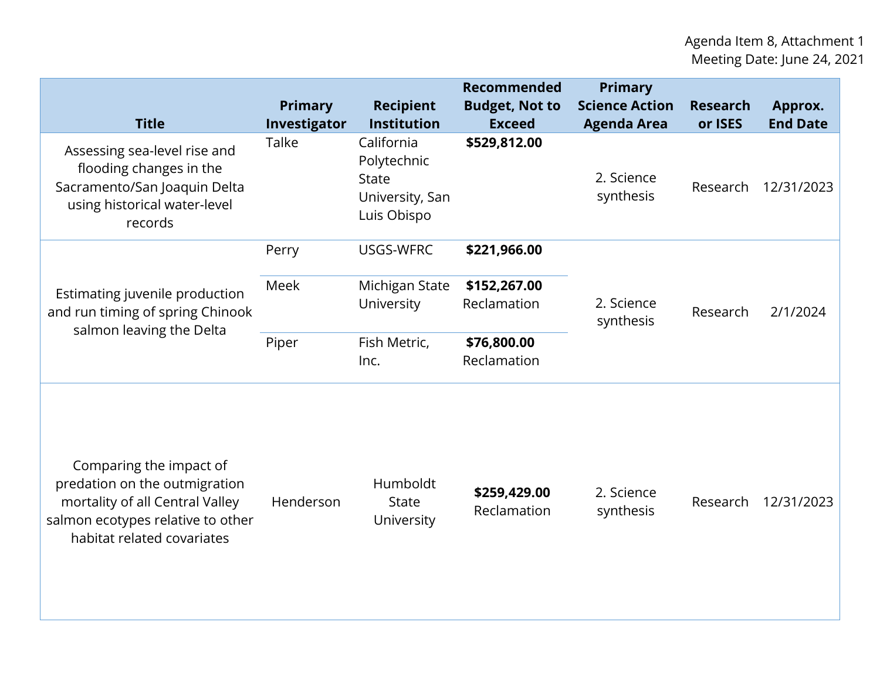Agenda Item 8, Attachment 1
Meeting Date: June 24, 2021

| Title | Primary Investigator | Recipient Institution | Recommended Budget, Not to Exceed | Primary Science Action Agenda Area | Research or ISES | Approx. End Date |
|---|---|---|---|---|---|---|
| Assessing sea-level rise and flooding changes in the Sacramento/San Joaquin Delta using historical water-level records | Talke | California Polytechnic State University, San Luis Obispo | **$529,812.00** | 2. Science synthesis | Research | 12/31/2023 |
| Estimating juvenile production and run timing of spring Chinook salmon leaving the Delta | Perry | USGS-WFRC | **$221,966.00** | 2. Science synthesis | Research | 2/1/2024 |
| | Meek | Michigan State University | **$152,267.00** Reclamation | | | |
| | Piper | Fish Metric, Inc. | **$76,800.00** Reclamation | | | |
| Comparing the impact of predation on the outmigration mortality of all Central Valley salmon ecotypes relative to other habitat related covariates | Henderson | Humboldt State University | **$259,429.00** Reclamation | 2. Science synthesis | Research | 12/31/2023 |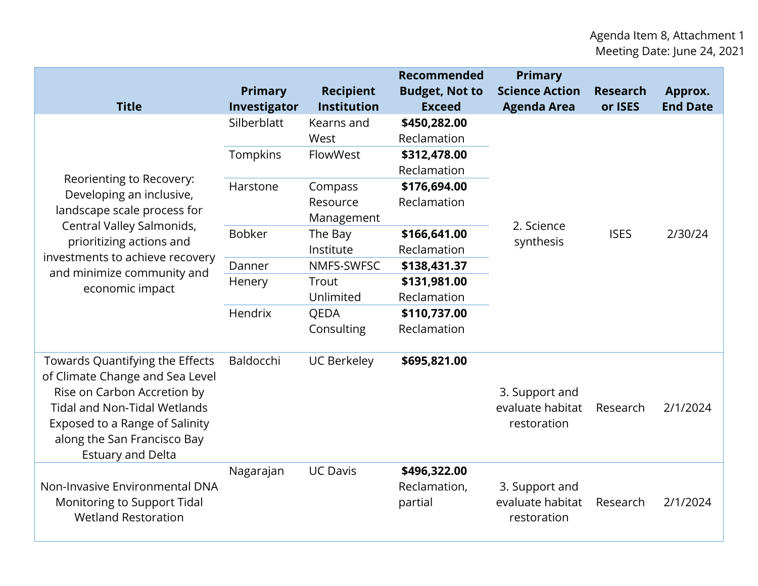Agenda Item 8, Attachment 1
Meeting Date: June 24, 2021

| Title | Primary Investigator | Recipient Institution | Recommended Budget, Not to Exceed | Primary Science Action Agenda Area | Research or ISES | Approx. End Date |
|---|---|---|---|---|---|---|
| Reorienting to Recovery: Developing an inclusive, landscape scale process for Central Valley Salmonids, prioritizing actions and investments to achieve recovery and minimize community and economic impact | Silberblatt | Kearns and West | **$450,282.00** Reclamation | 2. Science synthesis | ISES | 2/30/24 |
| | Tompkins | FlowWest | **$312,478.00** Reclamation | | | |
| | Harstone | Compass Resource Management | **$176,694.00** Reclamation | | | |
| | Bobker | The Bay Institute | **$166,641.00** Reclamation | | | |
| | Danner | NMFS-SWFSC | **$138,431.37** | | | |
| | Henery | Trout Unlimited | **$131,981.00** Reclamation | | | |
| | Hendrix | QEDA Consulting | **$110,737.00** Reclamation | | | |
| Towards Quantifying the Effects of Climate Change and Sea Level Rise on Carbon Accretion by Tidal and Non-Tidal Wetlands Exposed to a Range of Salinity along the San Francisco Bay Estuary and Delta | Baldocchi | UC Berkeley | **$695,821.00** | 3. Support and evaluate habitat restoration | Research | 2/1/2024 |
| Non-Invasive Environmental DNA Monitoring to Support Tidal Wetland Restoration | Nagarajan | UC Davis | **$496,322.00** Reclamation, partial | 3. Support and evaluate habitat restoration | Research | 2/1/2024 |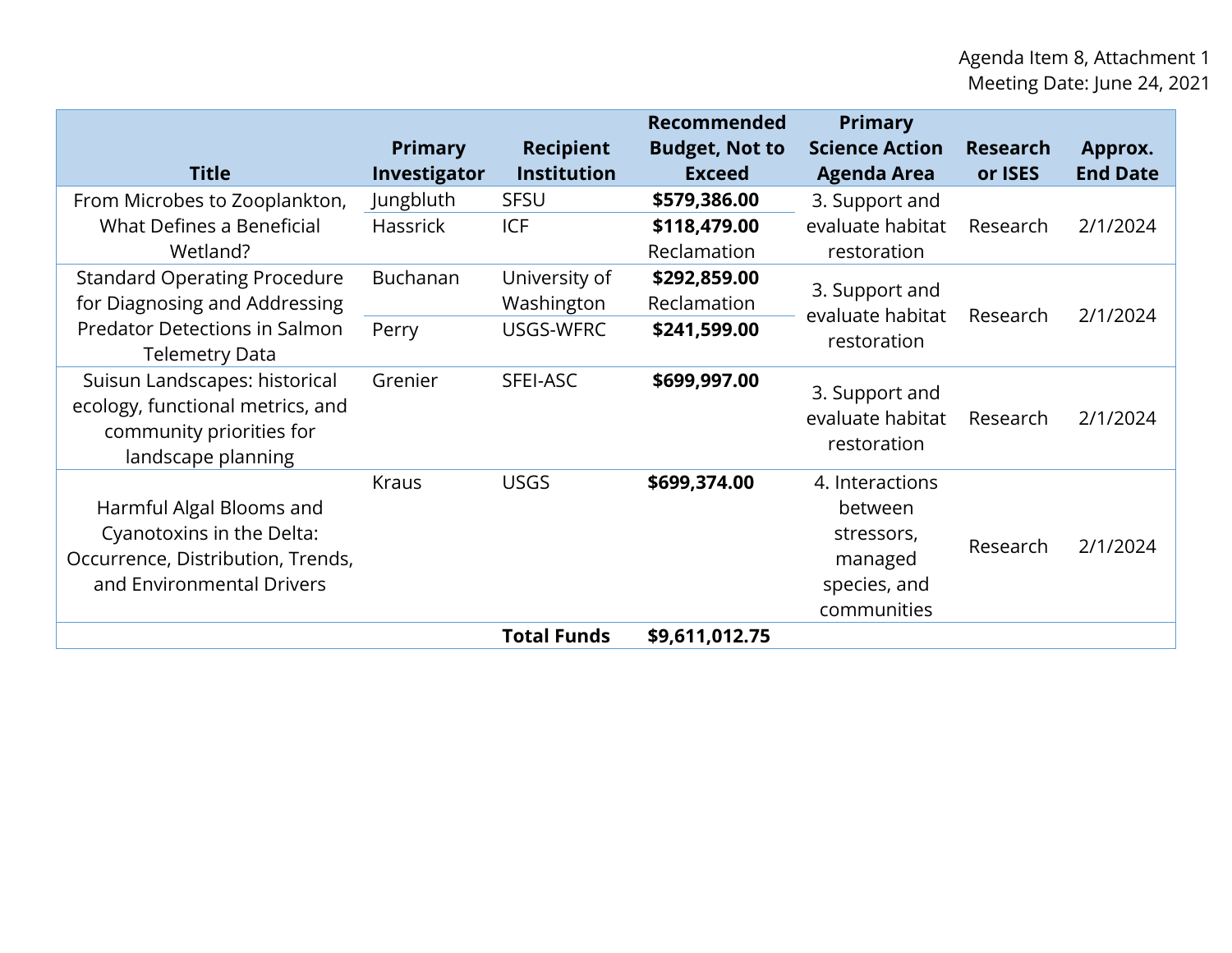Agenda Item 8, Attachment 1
Meeting Date: June 24, 2021

| Title | Primary Investigator | Recipient Institution | Recommended Budget, Not to Exceed | Primary Science Action Agenda Area | Research or ISES | Approx. End Date |
|---|---|---|---|---|---|---|
| From Microbes to Zooplankton, What Defines a Beneficial Wetland? | Jungbluth | SFSU | **$579,386.00** | 3. Support and evaluate habitat restoration | Research | 2/1/2024 |
| | Hassrick | ICF | **$118,479.00** Reclamation | | | |
| Standard Operating Procedure for Diagnosing and Addressing Predator Detections in Salmon Telemetry Data | Buchanan | University of Washington | **$292,859.00** Reclamation | 3. Support and evaluate habitat restoration | Research | 2/1/2024 |
| | Perry | USGS-WFRC | **$241,599.00** | | | |
| Suisun Landscapes: historical ecology, functional metrics, and community priorities for landscape planning | Grenier | SFEI-ASC | **$699,997.00** | 3. Support and evaluate habitat restoration | Research | 2/1/2024 |
| Harmful Algal Blooms and Cyanotoxins in the Delta: Occurrence, Distribution, Trends, and Environmental Drivers | Kraus | USGS | **$699,374.00** | 4. Interactions between stressors, managed species, and communities | Research | 2/1/2024 |
| | | **Total Funds** | **$9,611,012.75** | | | |